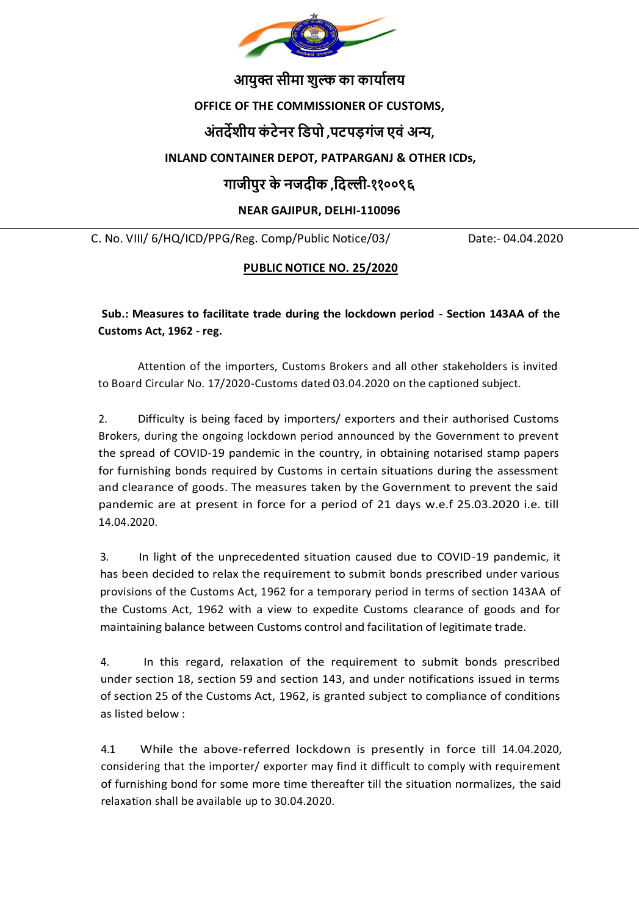**आयुक्त सीमा शुल्क का कार्यालय**

**OFFICE OF THE COMMISSIONER OF CUSTOMS,**

**अंतर्देशीय कंटेनर डिपो ,पटपड़गंज एवं अन्य,**

**INLAND CONTAINER DEPOT, PATPARGANJ & OTHER ICDs,**

**गाजीपुर के नजदीक ,दिल्ली-११००९६**

**NEAR GAJIPUR, DELHI-110096**

C. No. VIII/ 6/HQ/ICD/PPG/Reg. Comp/Public Notice/03/ Date:- 04.04.2020

**PUBLIC NOTICE NO. 25/2020**

**Sub.: Measures to facilitate trade during the lockdown period - Section 143AA of the Customs Act, 1962 - reg.**

Attention of the importers, Customs Brokers and all other stakeholders is invited to Board Circular No. 17/2020-Customs dated 03.04.2020 on the captioned subject.

2. Difficulty is being faced by importers/ exporters and their authorised Customs Brokers, during the ongoing lockdown period announced by the Government to prevent the spread of COVID-19 pandemic in the country, in obtaining notarised stamp papers for furnishing bonds required by Customs in certain situations during the assessment and clearance of goods. The measures taken by the Government to prevent the said pandemic are at present in force for a period of 21 days w.e.f 25.03.2020 i.e. till 14.04.2020.

3. In light of the unprecedented situation caused due to COVID-19 pandemic, it has been decided to relax the requirement to submit bonds prescribed under various provisions of the Customs Act, 1962 for a temporary period in terms of section 143AA of the Customs Act, 1962 with a view to expedite Customs clearance of goods and for maintaining balance between Customs control and facilitation of legitimate trade.

4. In this regard, relaxation of the requirement to submit bonds prescribed under section 18, section 59 and section 143, and under notifications issued in terms of section 25 of the Customs Act, 1962, is granted subject to compliance of conditions as listed below :

4.1 While the above-referred lockdown is presently in force till 14.04.2020, considering that the importer/ exporter may find it difficult to comply with requirement of furnishing bond for some more time thereafter till the situation normalizes, the said relaxation shall be available up to 30.04.2020.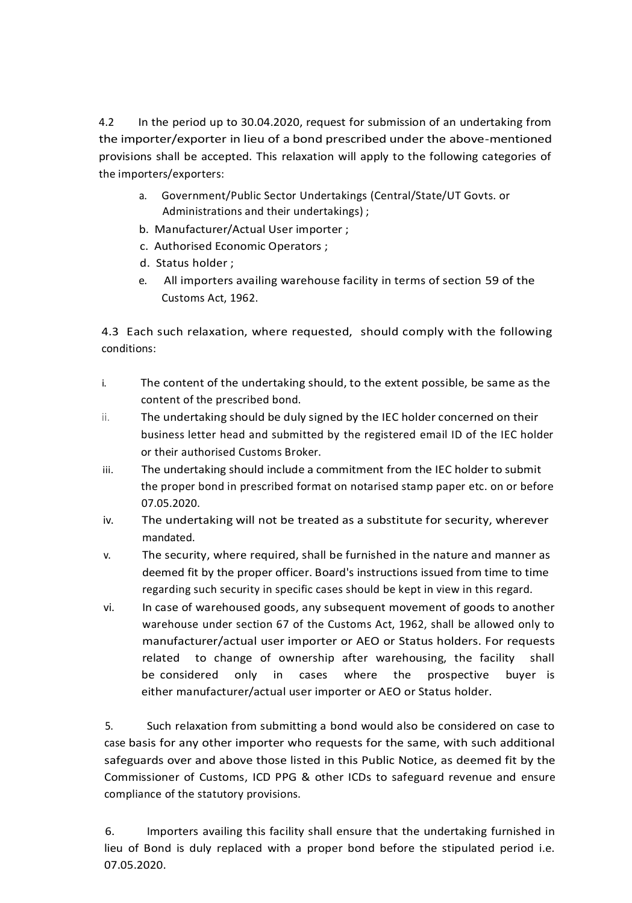4.2 In the period up to 30.04.2020, request for submission of an undertaking from the importer/exporter in lieu of a bond prescribed under the above-mentioned provisions shall be accepted. This relaxation will apply to the following categories of the importers/exporters:

a. Government/Public Sector Undertakings (Central/State/UT Govts. or Administrations and their undertakings) ;
b. Manufacturer/Actual User importer ;
c. Authorised Economic Operators ;
d. Status holder ;
e. All importers availing warehouse facility in terms of section 59 of the Customs Act, 1962.

4.3 Each such relaxation, where requested, should comply with the following conditions:

i. The content of the undertaking should, to the extent possible, be same as the content of the prescribed bond.
ii. The undertaking should be duly signed by the IEC holder concerned on their business letter head and submitted by the registered email ID of the IEC holder or their authorised Customs Broker.
iii. The undertaking should include a commitment from the IEC holder to submit the proper bond in prescribed format on notarised stamp paper etc. on or before 07.05.2020.
iv. The undertaking will not be treated as a substitute for security, wherever mandated.
v. The security, where required, shall be furnished in the nature and manner as deemed fit by the proper officer. Board's instructions issued from time to time regarding such security in specific cases should be kept in view in this regard.
vi. In case of warehoused goods, any subsequent movement of goods to another warehouse under section 67 of the Customs Act, 1962, shall be allowed only to manufacturer/actual user importer or AEO or Status holders. For requests related to change of ownership after warehousing, the facility shall be considered only in cases where the prospective buyer is either manufacturer/actual user importer or AEO or Status holder.

5. Such relaxation from submitting a bond would also be considered on case to case basis for any other importer who requests for the same, with such additional safeguards over and above those listed in this Public Notice, as deemed fit by the Commissioner of Customs, ICD PPG & other ICDs to safeguard revenue and ensure compliance of the statutory provisions.

6. Importers availing this facility shall ensure that the undertaking furnished in lieu of Bond is duly replaced with a proper bond before the stipulated period i.e. 07.05.2020.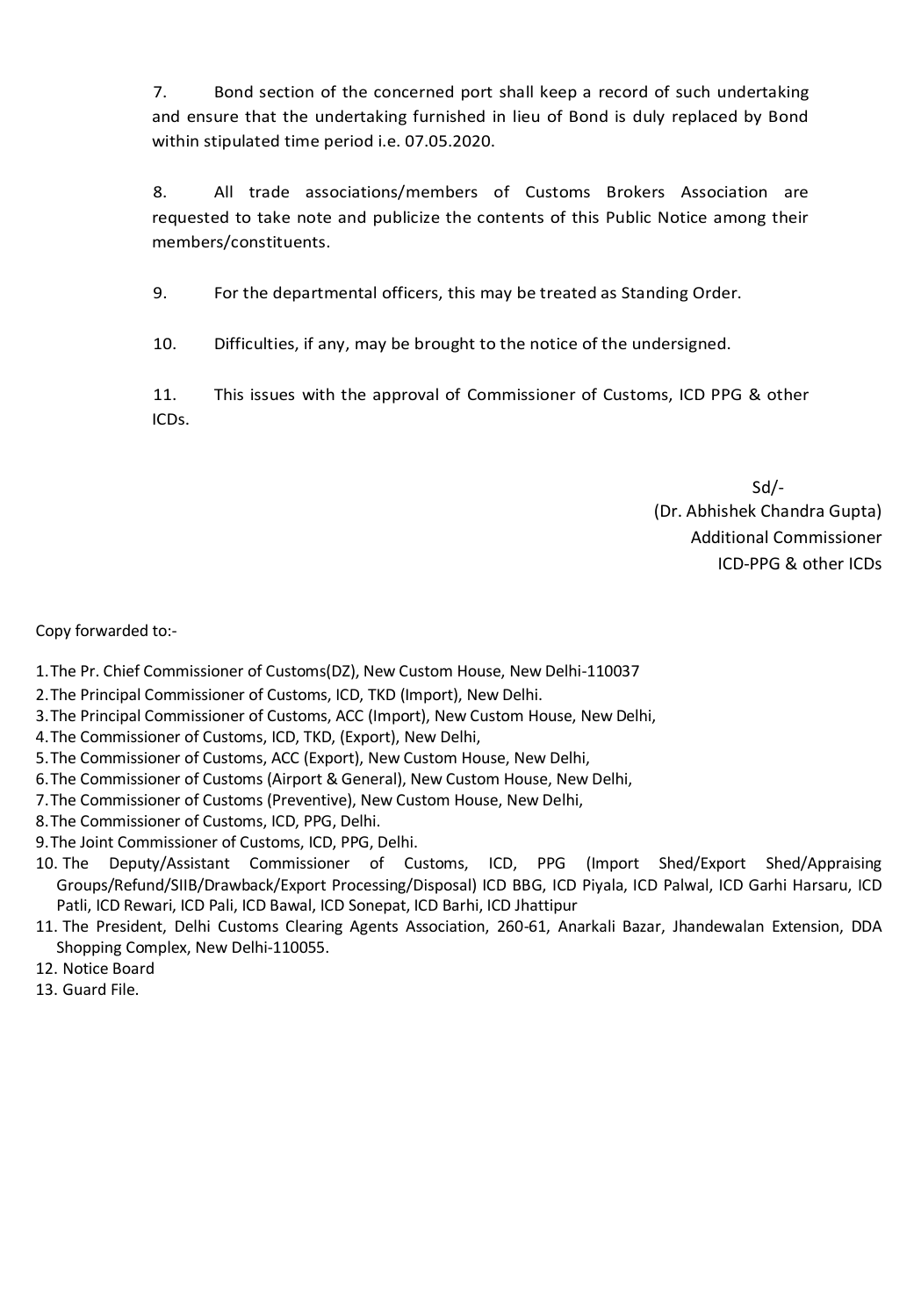7. Bond section of the concerned port shall keep a record of such undertaking and ensure that the undertaking furnished in lieu of Bond is duly replaced by Bond within stipulated time period i.e. 07.05.2020.

8. All trade associations/members of Customs Brokers Association are requested to take note and publicize the contents of this Public Notice among their members/constituents.

9. For the departmental officers, this may be treated as Standing Order.

10. Difficulties, if any, may be brought to the notice of the undersigned.

11. This issues with the approval of Commissioner of Customs, ICD PPG & other ICDs.

Sd/-
(Dr. Abhishek Chandra Gupta)
Additional Commissioner
ICD-PPG & other ICDs

Copy forwarded to:-

1. The Pr. Chief Commissioner of Customs(DZ), New Custom House, New Delhi-110037
2. The Principal Commissioner of Customs, ICD, TKD (Import), New Delhi.
3. The Principal Commissioner of Customs, ACC (Import), New Custom House, New Delhi,
4. The Commissioner of Customs, ICD, TKD, (Export), New Delhi,
5. The Commissioner of Customs, ACC (Export), New Custom House, New Delhi,
6. The Commissioner of Customs (Airport & General), New Custom House, New Delhi,
7. The Commissioner of Customs (Preventive), New Custom House, New Delhi,
8. The Commissioner of Customs, ICD, PPG, Delhi.
9. The Joint Commissioner of Customs, ICD, PPG, Delhi.
10. The Deputy/Assistant Commissioner of Customs, ICD, PPG (Import Shed/Export Shed/Appraising Groups/Refund/SIIB/Drawback/Export Processing/Disposal) ICD BBG, ICD Piyala, ICD Palwal, ICD Garhi Harsaru, ICD Patli, ICD Rewari, ICD Pali, ICD Bawal, ICD Sonepat, ICD Barhi, ICD Jhattipur
11. The President, Delhi Customs Clearing Agents Association, 260-61, Anarkali Bazar, Jhandewalan Extension, DDA Shopping Complex, New Delhi-110055.
12. Notice Board
13. Guard File.